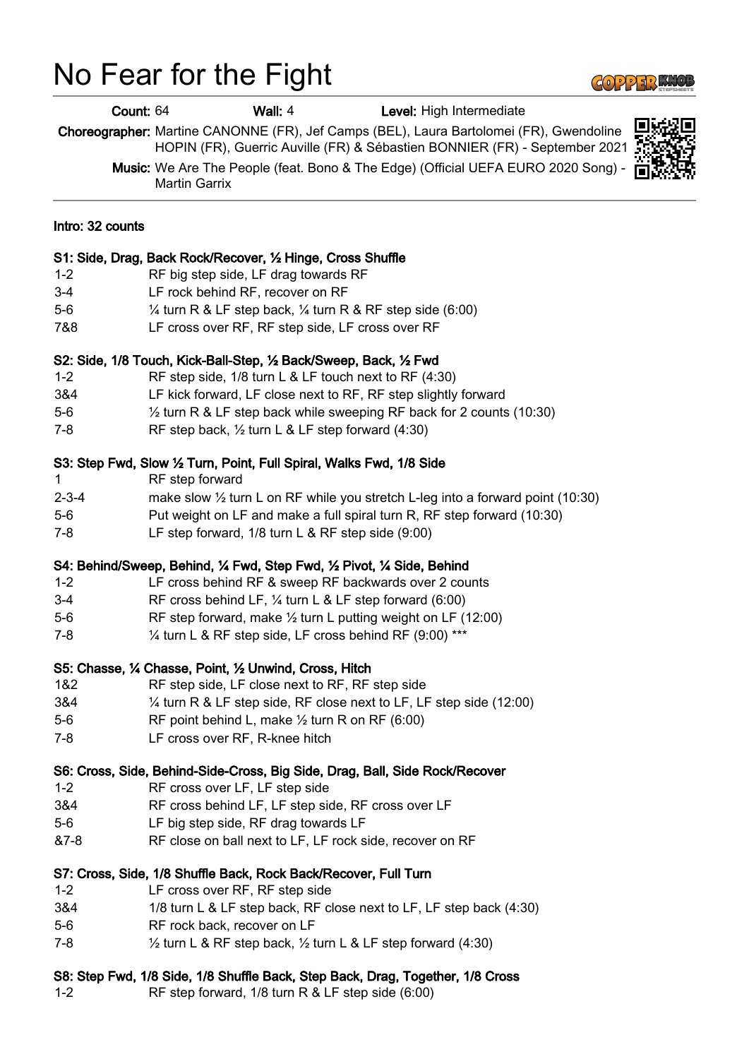# No Fear for the Fight

**Count:** 64 **Wall:** 4 **Level:** High Intermediate

**Choreographer:** Martine CANONNE (FR), Jef Camps (BEL), Laura Bartolomei (FR), Gwendoline HOPIN (FR), Guerric Auville (FR) & Sébastien BONNIER (FR) - September 2021

**Music:** We Are The People (feat. Bono & The Edge) (Official UEFA EURO 2020 Song) - Martin Garrix

**Intro: 32 counts**

**S1: Side, Drag, Back Rock/Recover, ½ Hinge, Cross Shuffle**

| | |
|---|---|
| 1-2 | RF big step side, LF drag towards RF |
| 3-4 | LF rock behind RF, recover on RF |
| 5-6 | ¼ turn R & LF step back, ¼ turn R & RF step side (6:00) |
| 7&8 | LF cross over RF, RF step side, LF cross over RF |

**S2: Side, 1/8 Touch, Kick-Ball-Step, ½ Back/Sweep, Back, ½ Fwd**

| | |
|---|---|
| 1-2 | RF step side, 1/8 turn L & LF touch next to RF (4:30) |
| 3&4 | LF kick forward, LF close next to RF, RF step slightly forward |
| 5-6 | ½ turn R & LF step back while sweeping RF back for 2 counts (10:30) |
| 7-8 | RF step back, ½ turn L & LF step forward (4:30) |

**S3: Step Fwd, Slow ½ Turn, Point, Full Spiral, Walks Fwd, 1/8 Side**

| | |
|---|---|
| 1 | RF step forward |
| 2-3-4 | make slow ½ turn L on RF while you stretch L-leg into a forward point (10:30) |
| 5-6 | Put weight on LF and make a full spiral turn R, RF step forward (10:30) |
| 7-8 | LF step forward, 1/8 turn L & RF step side (9:00) |

**S4: Behind/Sweep, Behind, ¼ Fwd, Step Fwd, ½ Pivot, ¼ Side, Behind**

| | |
|---|---|
| 1-2 | LF cross behind RF & sweep RF backwards over 2 counts |
| 3-4 | RF cross behind LF, ¼ turn L & LF step forward (6:00) |
| 5-6 | RF step forward, make ½ turn L putting weight on LF (12:00) |
| 7-8 | ¼ turn L & RF step side, LF cross behind RF (9:00) *** |

**S5: Chasse, ¼ Chasse, Point, ½ Unwind, Cross, Hitch**

| | |
|---|---|
| 1&2 | RF step side, LF close next to RF, RF step side |
| 3&4 | ¼ turn R & LF step side, RF close next to LF, LF step side (12:00) |
| 5-6 | RF point behind L, make ½ turn R on RF (6:00) |
| 7-8 | LF cross over RF, R-knee hitch |

**S6: Cross, Side, Behind-Side-Cross, Big Side, Drag, Ball, Side Rock/Recover**

| | |
|---|---|
| 1-2 | RF cross over LF, LF step side |
| 3&4 | RF cross behind LF, LF step side, RF cross over LF |
| 5-6 | LF big step side, RF drag towards LF |
| &7-8 | RF close on ball next to LF, LF rock side, recover on RF |

**S7: Cross, Side, 1/8 Shuffle Back, Rock Back/Recover, Full Turn**

| | |
|---|---|
| 1-2 | LF cross over RF, RF step side |
| 3&4 | 1/8 turn L & LF step back, RF close next to LF, LF step back (4:30) |
| 5-6 | RF rock back, recover on LF |
| 7-8 | ½ turn L & RF step back, ½ turn L & LF step forward (4:30) |

**S8: Step Fwd, 1/8 Side, 1/8 Shuffle Back, Step Back, Drag, Together, 1/8 Cross**

| | |
|---|---|
| 1-2 | RF step forward, 1/8 turn R & LF step side (6:00) |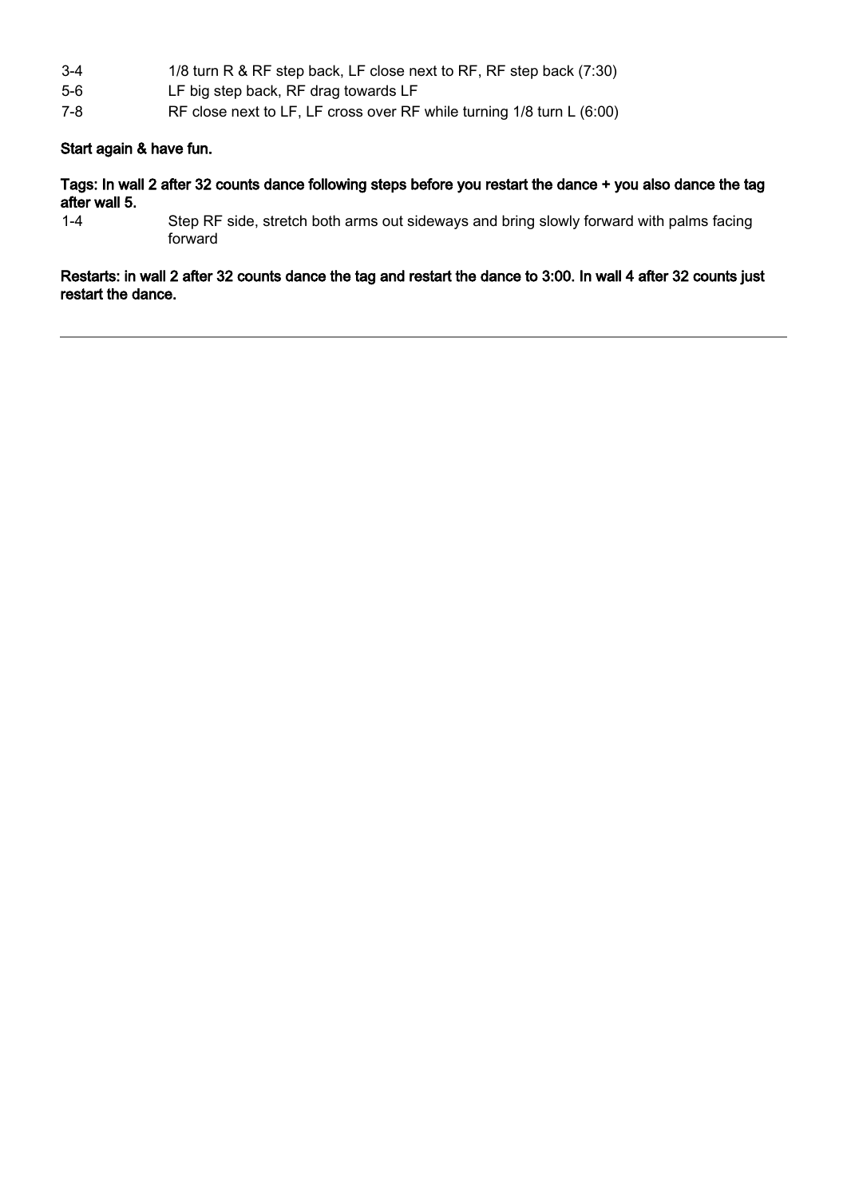| | |
|---|---|
| 3-4 | 1/8 turn R & RF step back, LF close next to RF, RF step back (7:30) |
| 5-6 | LF big step back, RF drag towards LF |
| 7-8 | RF close next to LF, LF cross over RF while turning 1/8 turn L (6:00) |

**Start again & have fun.**

**Tags: In wall 2 after 32 counts dance following steps before you restart the dance + you also dance the tag after wall 5.**

| | |
|---|---|
| 1-4 | Step RF side, stretch both arms out sideways and bring slowly forward with palms facing forward |

**Restarts: in wall 2 after 32 counts dance the tag and restart the dance to 3:00. In wall 4 after 32 counts just restart the dance.**

---